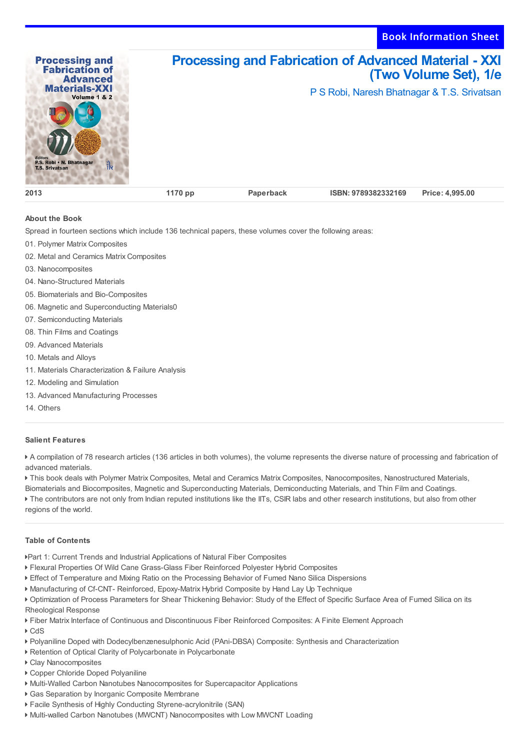Book Information Sheet

# Processing and Fabrication of Advanced Material - XXI (Two Volume Set), 1/e

P S Robi, Naresh Bhatnagar & T.S. Srivatsan

| 2013 | 1170 pp | Paperback | ISBN: 9789382332169 | Price: 4,995.00 |
|---|---|---|---|---|

## About the Book

Spread in fourteen sections which include 136 technical papers, these volumes cover the following areas:

01. Polymer Matrix Composites
02. Metal and Ceramics Matrix Composites
03. Nanocomposites
04. Nano-Structured Materials
05. Biomaterials and Bio-Composites
06. Magnetic and Superconducting Materials0
07. Semiconducting Materials
08. Thin Films and Coatings
09. Advanced Materials
10. Metals and Alloys
11. Materials Characterization & Failure Analysis
12. Modeling and Simulation
13. Advanced Manufacturing Processes
14. Others

## Salient Features

- A compilation of 78 research articles (136 articles in both volumes), the volume represents the diverse nature of processing and fabrication of advanced materials.
- This book deals with Polymer Matrix Composites, Metal and Ceramics Matrix Composites, Nanocomposites, Nanostructured Materials, Biomaterials and Biocomposites, Magnetic and Superconducting Materials, Demiconducting Materials, and Thin Film and Coatings.
- The contributors are not only from Indian reputed institutions like the IITs, CSIR labs and other research institutions, but also from other regions of the world.

## Table of Contents

- Part 1: Current Trends and Industrial Applications of Natural Fiber Composites
- Flexural Properties Of Wild Cane Grass-Glass Fiber Reinforced Polyester Hybrid Composites
- Effect of Temperature and Mixing Ratio on the Processing Behavior of Fumed Nano Silica Dispersions
- Manufacturing of Cf-CNT- Reinforced, Epoxy-Matrix Hybrid Composite by Hand Lay Up Technique
- Optimization of Process Parameters for Shear Thickening Behavior: Study of the Effect of Specific Surface Area of Fumed Silica on its Rheological Response
- Fiber Matrix Interface of Continuous and Discontinuous Fiber Reinforced Composites: A Finite Element Approach
- CdS
- Polyaniline Doped with Dodecylbenzenesulphonic Acid (PAni-DBSA) Composite: Synthesis and Characterization
- Retention of Optical Clarity of Polycarbonate in Polycarbonate
- Clay Nanocomposites
- Copper Chloride Doped Polyaniline
- Multi-Walled Carbon Nanotubes Nanocomposites for Supercapacitor Applications
- Gas Separation by Inorganic Composite Membrane
- Facile Synthesis of Highly Conducting Styrene-acrylonitrile (SAN)
- Multi-walled Carbon Nanotubes (MWCNT) Nanocomposites with Low MWCNT Loading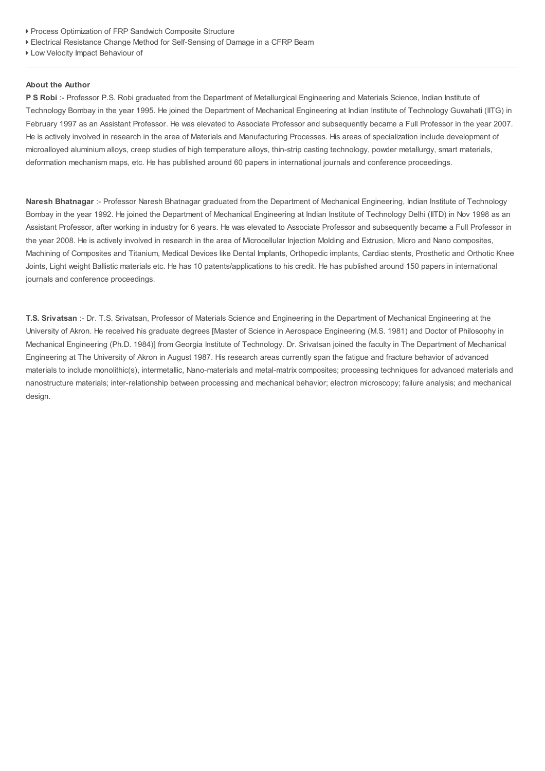- Process Optimization of FRP Sandwich Composite Structure
- Electrical Resistance Change Method for Self-Sensing of Damage in a CFRP Beam
- Low Velocity Impact Behaviour of

---

**About the Author**

**P S Robi** :- Professor P.S. Robi graduated from the Department of Metallurgical Engineering and Materials Science, Indian Institute of Technology Bombay in the year 1995. He joined the Department of Mechanical Engineering at Indian Institute of Technology Guwahati (IITG) in February 1997 as an Assistant Professor. He was elevated to Associate Professor and subsequently became a Full Professor in the year 2007. He is actively involved in research in the area of Materials and Manufacturing Processes. His areas of specialization include development of microalloyed aluminium alloys, creep studies of high temperature alloys, thin-strip casting technology, powder metallurgy, smart materials, deformation mechanism maps, etc. He has published around 60 papers in international journals and conference proceedings.

**Naresh Bhatnagar** :- Professor Naresh Bhatnagar graduated from the Department of Mechanical Engineering, Indian Institute of Technology Bombay in the year 1992. He joined the Department of Mechanical Engineering at Indian Institute of Technology Delhi (IITD) in Nov 1998 as an Assistant Professor, after working in industry for 6 years. He was elevated to Associate Professor and subsequently became a Full Professor in the year 2008. He is actively involved in research in the area of Microcellular Injection Molding and Extrusion, Micro and Nano composites, Machining of Composites and Titanium, Medical Devices like Dental Implants, Orthopedic implants, Cardiac stents, Prosthetic and Orthotic Knee Joints, Light weight Ballistic materials etc. He has 10 patents/applications to his credit. He has published around 150 papers in international journals and conference proceedings.

**T.S. Srivatsan** :- Dr. T.S. Srivatsan, Professor of Materials Science and Engineering in the Department of Mechanical Engineering at the University of Akron. He received his graduate degrees [Master of Science in Aerospace Engineering (M.S. 1981) and Doctor of Philosophy in Mechanical Engineering (Ph.D. 1984)] from Georgia Institute of Technology. Dr. Srivatsan joined the faculty in The Department of Mechanical Engineering at The University of Akron in August 1987. His research areas currently span the fatigue and fracture behavior of advanced materials to include monolithic(s), intermetallic, Nano-materials and metal-matrix composites; processing techniques for advanced materials and nanostructure materials; inter-relationship between processing and mechanical behavior; electron microscopy; failure analysis; and mechanical design.